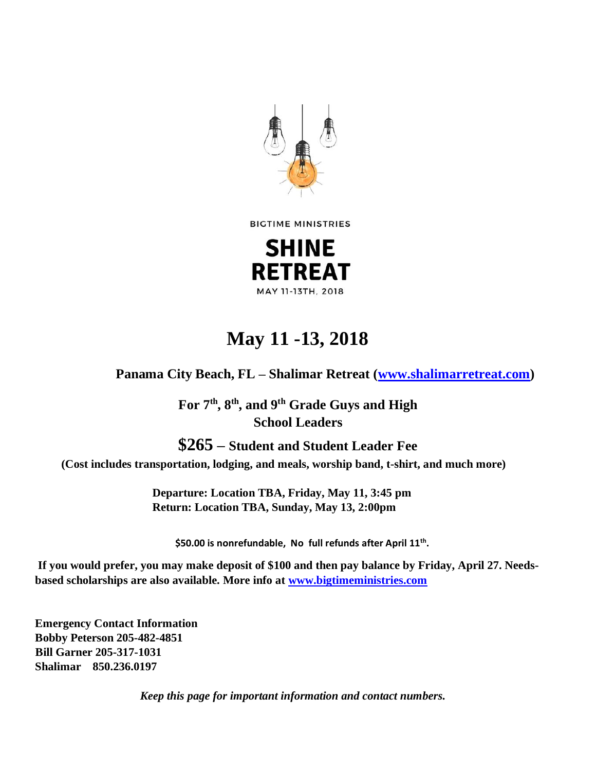BIGTIME MINISTRIES

**SHINE RETREAT**

MAY 11-13TH, 2018

# May 11 -13, 2018

**Panama City Beach, FL – Shalimar Retreat ([www.shalimarretreat.com](http://www.shalimarretreat.com))**

**For 7th, 8th, and 9th Grade Guys and High School Leaders**

**$265 – Student and Student Leader Fee**

**(Cost includes transportation, lodging, and meals, worship band, t-shirt, and much more)**

**Departure: Location TBA, Friday, May 11, 3:45 pm**
**Return: Location TBA, Sunday, May 13, 2:00pm**

**$50.00 is nonrefundable, No full refunds after April 11th.**

**If you would prefer, you may make deposit of $100 and then pay balance by Friday, April 27. Needs-based scholarships are also available. More info at [www.bigtimeministries.com](http://www.bigtimeministries.com)**

**Emergency Contact Information**
**Bobby Peterson 205-482-4851**
**Bill Garner 205-317-1031**
**Shalimar 850.236.0197**

***Keep this page for important information and contact numbers.***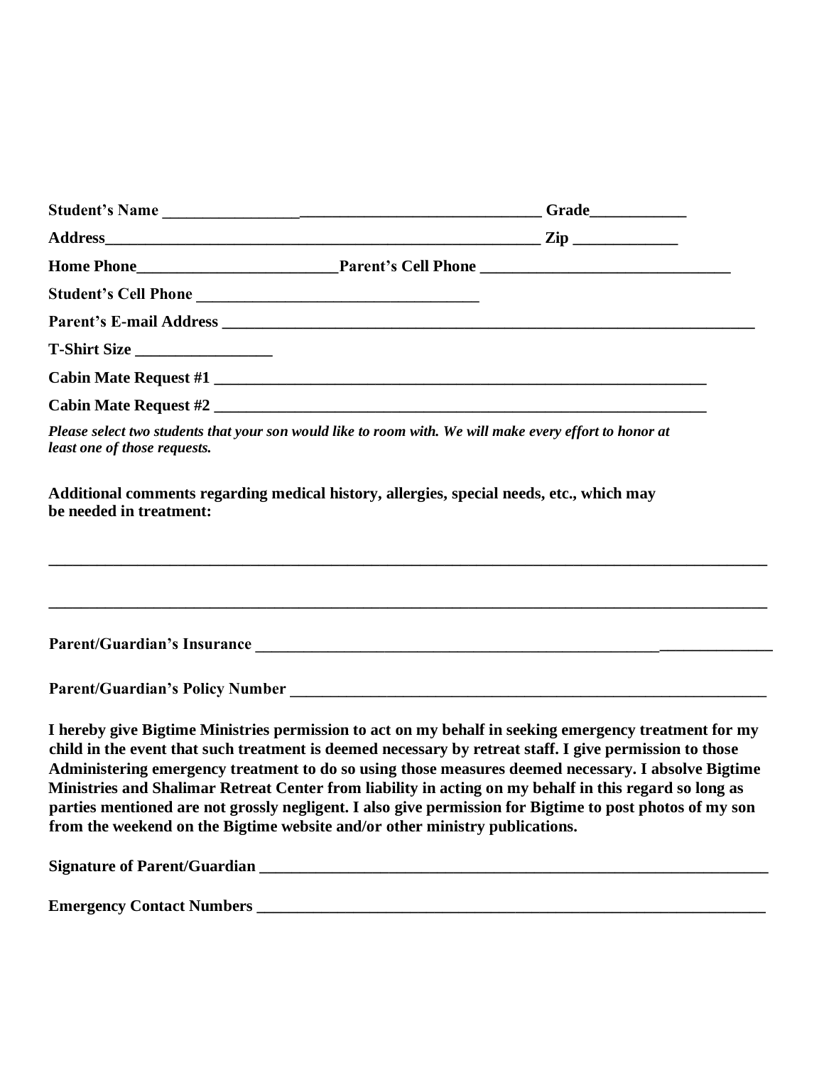**Student's Name ______________________________________________ Grade___________**

**Address_____________________________________________________ Zip ____________**

**Home Phone________________________Parent's Cell Phone ______________________________**

**Student's Cell Phone __________________________________**

**Parent's E-mail Address ________________________________________________________________**

**T-Shirt Size ________________**

**Cabin Mate Request #1 ____________________________________________________________**

**Cabin Mate Request #2 ____________________________________________________________**

***Please select two students that your son would like to room with. We will make every effort to honor at least one of those requests.***

**Additional comments regarding medical history, allergies, special needs, etc., which may be needed in treatment:**

**___________________________________________________________________________________________**

**___________________________________________________________________________________________**

**Parent/Guardian's Insurance ________________________________________________________________**

**Parent/Guardian's Policy Number ____________________________________________________________**

**I hereby give Bigtime Ministries permission to act on my behalf in seeking emergency treatment for my child in the event that such treatment is deemed necessary by retreat staff. I give permission to those Administering emergency treatment to do so using those measures deemed necessary. I absolve Bigtime Ministries and Shalimar Retreat Center from liability in acting on my behalf in this regard so long as parties mentioned are not grossly negligent. I also give permission for Bigtime to post photos of my son from the weekend on the Bigtime website and/or other ministry publications.**

**Signature of Parent/Guardian _______________________________________________________________**

**Emergency Contact Numbers _______________________________________________________________**